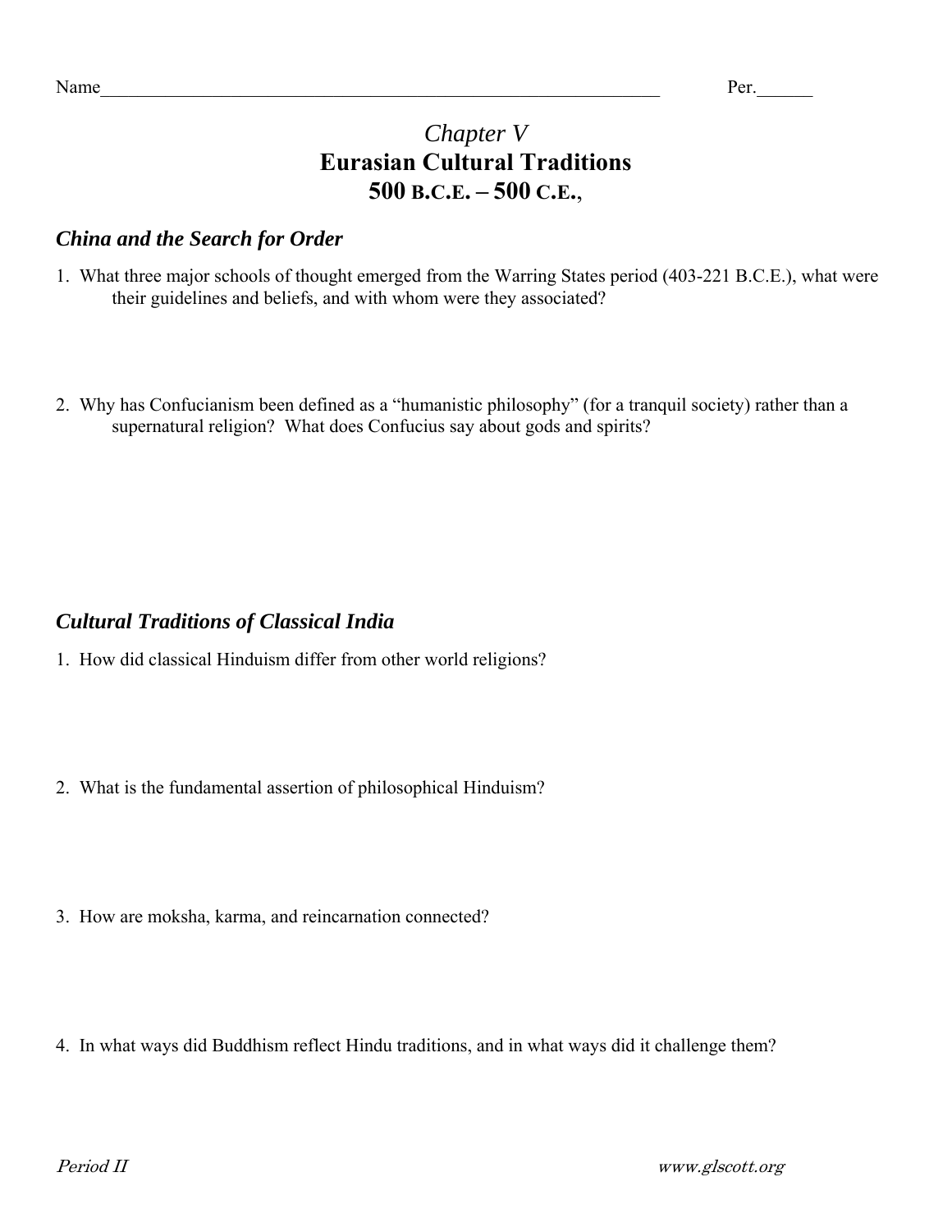Name_______________________________________________________________ Per.______

# *Chapter V*
# Eurasian Cultural Traditions
# 500 B.C.E. – 500 C.E.,

## *China and the Search for Order*

1. What three major schools of thought emerged from the Warring States period (403-221 B.C.E.), what were their guidelines and beliefs, and with whom were they associated?

2. Why has Confucianism been defined as a "humanistic philosophy" (for a tranquil society) rather than a supernatural religion? What does Confucius say about gods and spirits?

## *Cultural Traditions of Classical India*

1. How did classical Hinduism differ from other world religions?

2. What is the fundamental assertion of philosophical Hinduism?

3. How are moksha, karma, and reincarnation connected?

4. In what ways did Buddhism reflect Hindu traditions, and in what ways did it challenge them?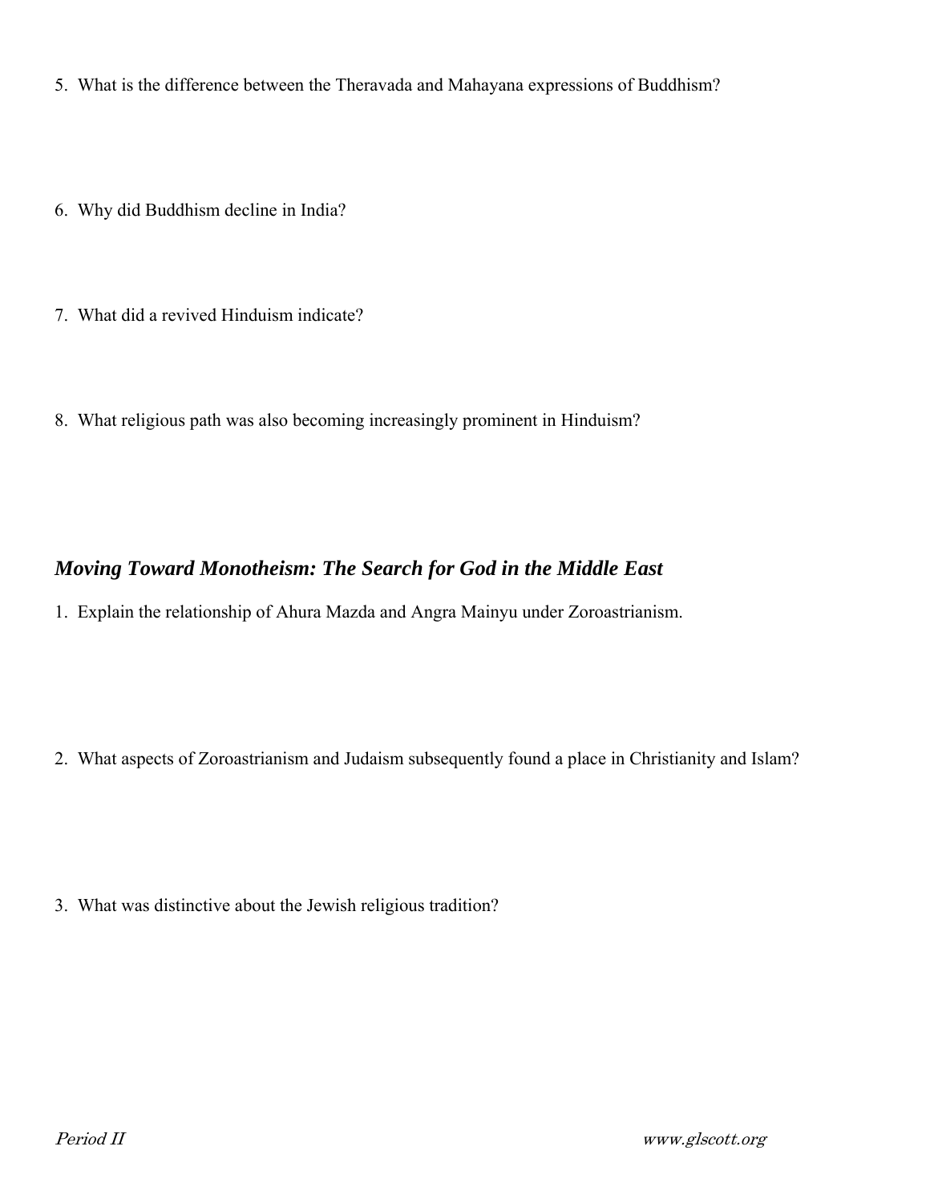5. What is the difference between the Theravada and Mahayana expressions of Buddhism?

6. Why did Buddhism decline in India?

7. What did a revived Hinduism indicate?

8. What religious path was also becoming increasingly prominent in Hinduism?

## *Moving Toward Monotheism: The Search for God in the Middle East*

1. Explain the relationship of Ahura Mazda and Angra Mainyu under Zoroastrianism.

2. What aspects of Zoroastrianism and Judaism subsequently found a place in Christianity and Islam?

3. What was distinctive about the Jewish religious tradition?